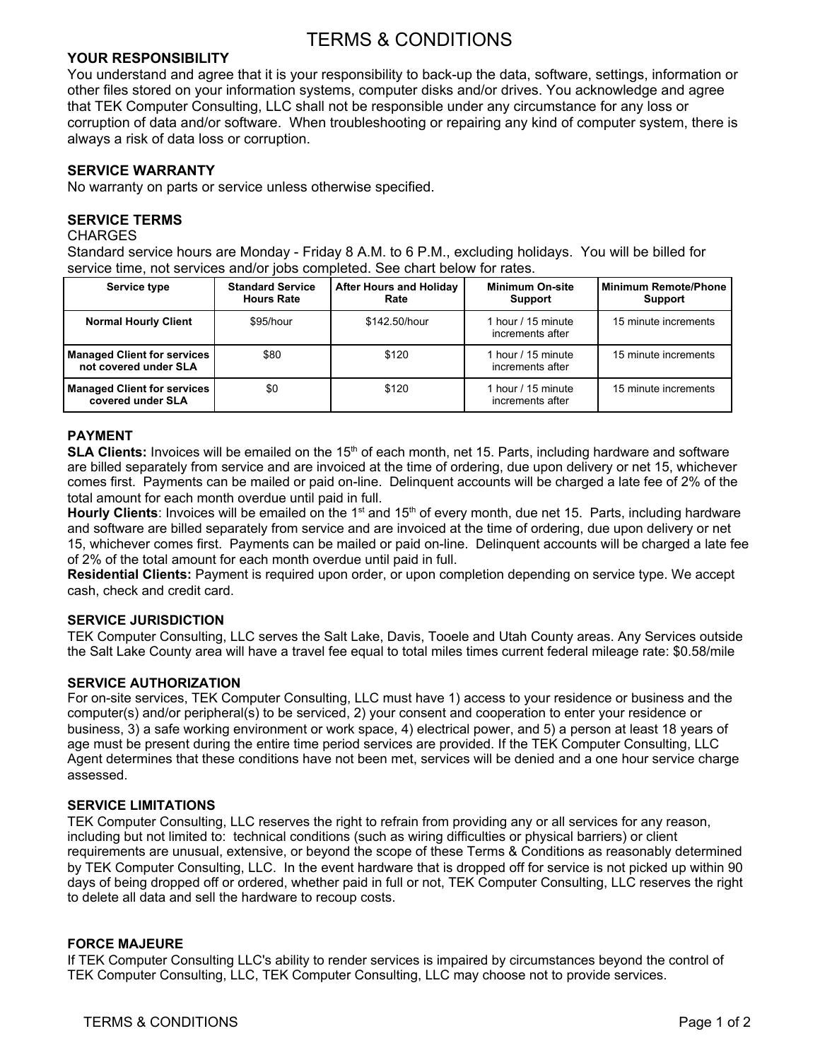# TERMS & CONDITIONS

## YOUR RESPONSIBILITY

You understand and agree that it is your responsibility to back-up the data, software, settings, information or other files stored on your information systems, computer disks and/or drives. You acknowledge and agree that TEK Computer Consulting, LLC shall not be responsible under any circumstance for any loss or corruption of data and/or software. When troubleshooting or repairing any kind of computer system, there is always a risk of data loss or corruption.

## SERVICE WARRANTY

No warranty on parts or service unless otherwise specified.

## SERVICE TERMS

CHARGES

Standard service hours are Monday - Friday 8 A.M. to 6 P.M., excluding holidays. You will be billed for service time, not services and/or jobs completed. See chart below for rates.

| Service type | Standard Service Hours Rate | After Hours and Holiday Rate | Minimum On-site Support | Minimum Remote/Phone Support |
|---|---|---|---|---|
| **Normal Hourly Client** | $95/hour | $142.50/hour | 1 hour / 15 minute increments after | 15 minute increments |
| **Managed Client for services not covered under SLA** | $80 | $120 | 1 hour / 15 minute increments after | 15 minute increments |
| **Managed Client for services covered under SLA** | $0 | $120 | 1 hour / 15 minute increments after | 15 minute increments |

## PAYMENT

**SLA Clients:** Invoices will be emailed on the 15th of each month, net 15. Parts, including hardware and software are billed separately from service and are invoiced at the time of ordering, due upon delivery or net 15, whichever comes first. Payments can be mailed or paid on-line. Delinquent accounts will be charged a late fee of 2% of the total amount for each month overdue until paid in full.

**Hourly Clients**: Invoices will be emailed on the 1st and 15th of every month, due net 15. Parts, including hardware and software are billed separately from service and are invoiced at the time of ordering, due upon delivery or net 15, whichever comes first. Payments can be mailed or paid on-line. Delinquent accounts will be charged a late fee of 2% of the total amount for each month overdue until paid in full.

**Residential Clients:** Payment is required upon order, or upon completion depending on service type. We accept cash, check and credit card.

## SERVICE JURISDICTION

TEK Computer Consulting, LLC serves the Salt Lake, Davis, Tooele and Utah County areas. Any Services outside the Salt Lake County area will have a travel fee equal to total miles times current federal mileage rate: $0.58/mile

## SERVICE AUTHORIZATION

For on-site services, TEK Computer Consulting, LLC must have 1) access to your residence or business and the computer(s) and/or peripheral(s) to be serviced, 2) your consent and cooperation to enter your residence or business, 3) a safe working environment or work space, 4) electrical power, and 5) a person at least 18 years of age must be present during the entire time period services are provided. If the TEK Computer Consulting, LLC Agent determines that these conditions have not been met, services will be denied and a one hour service charge assessed.

## SERVICE LIMITATIONS

TEK Computer Consulting, LLC reserves the right to refrain from providing any or all services for any reason, including but not limited to: technical conditions (such as wiring difficulties or physical barriers) or client requirements are unusual, extensive, or beyond the scope of these Terms & Conditions as reasonably determined by TEK Computer Consulting, LLC. In the event hardware that is dropped off for service is not picked up within 90 days of being dropped off or ordered, whether paid in full or not, TEK Computer Consulting, LLC reserves the right to delete all data and sell the hardware to recoup costs.

## FORCE MAJEURE

If TEK Computer Consulting LLC's ability to render services is impaired by circumstances beyond the control of TEK Computer Consulting, LLC, TEK Computer Consulting, LLC may choose not to provide services.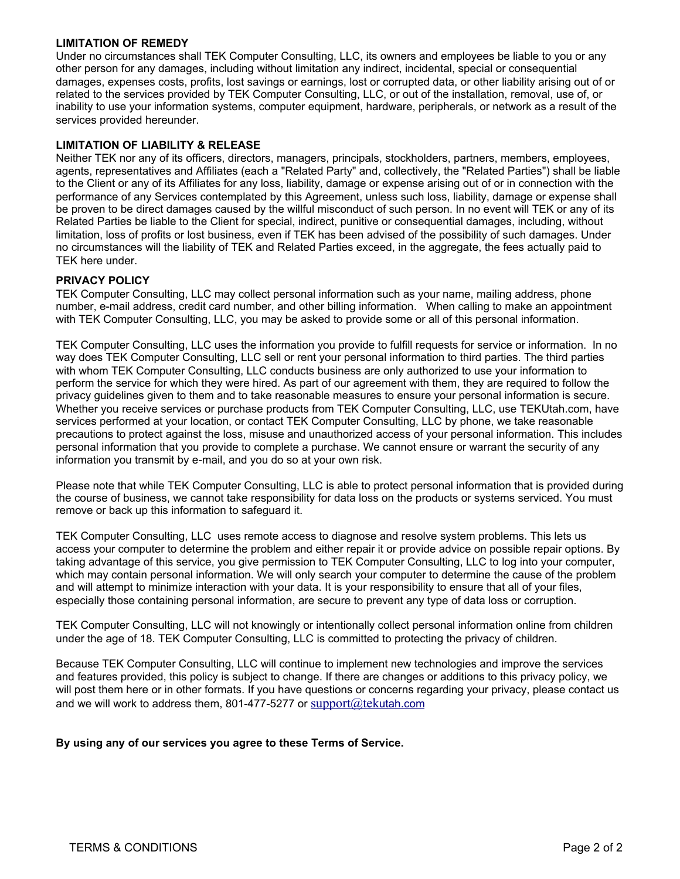**LIMITATION OF REMEDY**

Under no circumstances shall TEK Computer Consulting, LLC, its owners and employees be liable to you or any other person for any damages, including without limitation any indirect, incidental, special or consequential damages, expenses costs, profits, lost savings or earnings, lost or corrupted data, or other liability arising out of or related to the services provided by TEK Computer Consulting, LLC, or out of the installation, removal, use of, or inability to use your information systems, computer equipment, hardware, peripherals, or network as a result of the services provided hereunder.

**LIMITATION OF LIABILITY & RELEASE**

Neither TEK nor any of its officers, directors, managers, principals, stockholders, partners, members, employees, agents, representatives and Affiliates (each a "Related Party" and, collectively, the "Related Parties") shall be liable to the Client or any of its Affiliates for any loss, liability, damage or expense arising out of or in connection with the performance of any Services contemplated by this Agreement, unless such loss, liability, damage or expense shall be proven to be direct damages caused by the willful misconduct of such person. In no event will TEK or any of its Related Parties be liable to the Client for special, indirect, punitive or consequential damages, including, without limitation, loss of profits or lost business, even if TEK has been advised of the possibility of such damages. Under no circumstances will the liability of TEK and Related Parties exceed, in the aggregate, the fees actually paid to TEK here under.

**PRIVACY POLICY**

TEK Computer Consulting, LLC may collect personal information such as your name, mailing address, phone number, e-mail address, credit card number, and other billing information. When calling to make an appointment with TEK Computer Consulting, LLC, you may be asked to provide some or all of this personal information.

TEK Computer Consulting, LLC uses the information you provide to fulfill requests for service or information. In no way does TEK Computer Consulting, LLC sell or rent your personal information to third parties. The third parties with whom TEK Computer Consulting, LLC conducts business are only authorized to use your information to perform the service for which they were hired. As part of our agreement with them, they are required to follow the privacy guidelines given to them and to take reasonable measures to ensure your personal information is secure. Whether you receive services or purchase products from TEK Computer Consulting, LLC, use TEKUtah.com, have services performed at your location, or contact TEK Computer Consulting, LLC by phone, we take reasonable precautions to protect against the loss, misuse and unauthorized access of your personal information. This includes personal information that you provide to complete a purchase. We cannot ensure or warrant the security of any information you transmit by e-mail, and you do so at your own risk.

Please note that while TEK Computer Consulting, LLC is able to protect personal information that is provided during the course of business, we cannot take responsibility for data loss on the products or systems serviced. You must remove or back up this information to safeguard it.

TEK Computer Consulting, LLC uses remote access to diagnose and resolve system problems. This lets us access your computer to determine the problem and either repair it or provide advice on possible repair options. By taking advantage of this service, you give permission to TEK Computer Consulting, LLC to log into your computer, which may contain personal information. We will only search your computer to determine the cause of the problem and will attempt to minimize interaction with your data. It is your responsibility to ensure that all of your files, especially those containing personal information, are secure to prevent any type of data loss or corruption.

TEK Computer Consulting, LLC will not knowingly or intentionally collect personal information online from children under the age of 18. TEK Computer Consulting, LLC is committed to protecting the privacy of children.

Because TEK Computer Consulting, LLC will continue to implement new technologies and improve the services and features provided, this policy is subject to change. If there are changes or additions to this privacy policy, we will post them here or in other formats. If you have questions or concerns regarding your privacy, please contact us and we will work to address them, 801-477-5277 or support@tekutah.com

**By using any of our services you agree to these Terms of Service.**